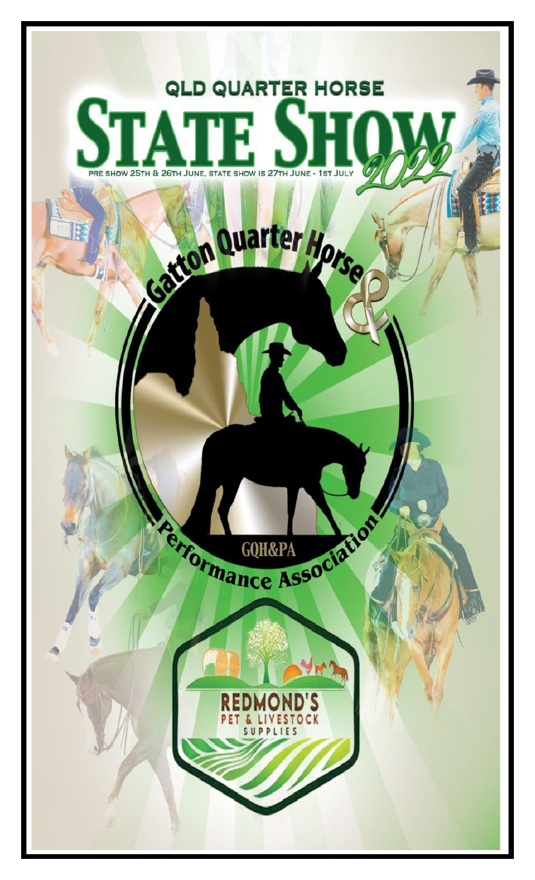# QLD QUARTER HORSE

# STATE SHOW 2022

PRE SHOW 25TH & 26TH JUNE, STATE SHOW IS 27TH JUNE - 1ST JULY

Gatton Quarter Horse & Performance Association

GQH&PA

REDMOND'S PET & LIVESTOCK SUPPLIES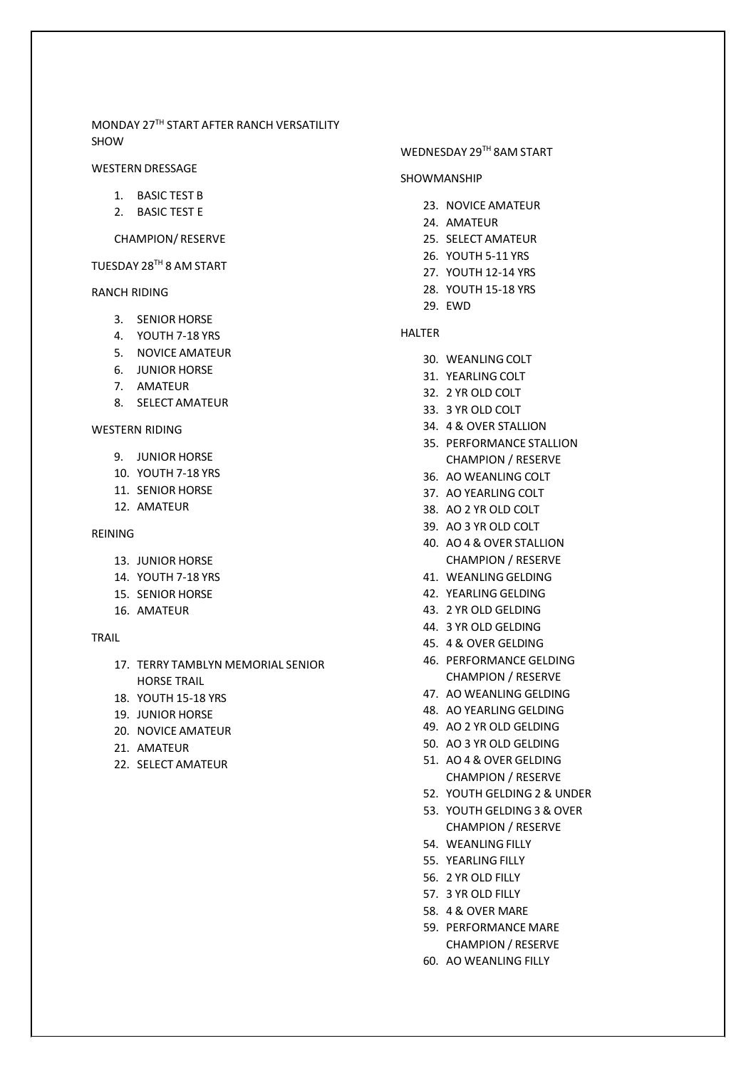MONDAY 27TH START AFTER RANCH VERSATILITY SHOW

WESTERN DRESSAGE

1. BASIC TEST B
2. BASIC TEST E

CHAMPION/ RESERVE

TUESDAY 28TH 8 AM START

RANCH RIDING

3. SENIOR HORSE
4. YOUTH 7-18 YRS
5. NOVICE AMATEUR
6. JUNIOR HORSE
7. AMATEUR
8. SELECT AMATEUR

WESTERN RIDING

9. JUNIOR HORSE
10. YOUTH 7-18 YRS
11. SENIOR HORSE
12. AMATEUR

REINING

13. JUNIOR HORSE
14. YOUTH 7-18 YRS
15. SENIOR HORSE
16. AMATEUR

TRAIL

17. TERRY TAMBLYN MEMORIAL SENIOR HORSE TRAIL
18. YOUTH 15-18 YRS
19. JUNIOR HORSE
20. NOVICE AMATEUR
21. AMATEUR
22. SELECT AMATEUR

WEDNESDAY 29TH 8AM START

SHOWMANSHIP

23. NOVICE AMATEUR
24. AMATEUR
25. SELECT AMATEUR
26. YOUTH 5-11 YRS
27. YOUTH 12-14 YRS
28. YOUTH 15-18 YRS
29. EWD

HALTER

30. WEANLING COLT
31. YEARLING COLT
32. 2 YR OLD COLT
33. 3 YR OLD COLT
34. 4 & OVER STALLION
35. PERFORMANCE STALLION
    CHAMPION / RESERVE
36. AO WEANLING COLT
37. AO YEARLING COLT
38. AO 2 YR OLD COLT
39. AO 3 YR OLD COLT
40. AO 4 & OVER STALLION
    CHAMPION / RESERVE
41. WEANLING GELDING
42. YEARLING GELDING
43. 2 YR OLD GELDING
44. 3 YR OLD GELDING
45. 4 & OVER GELDING
46. PERFORMANCE GELDING
    CHAMPION / RESERVE
47. AO WEANLING GELDING
48. AO YEARLING GELDING
49. AO 2 YR OLD GELDING
50. AO 3 YR OLD GELDING
51. AO 4 & OVER GELDING
    CHAMPION / RESERVE
52. YOUTH GELDING 2 & UNDER
53. YOUTH GELDING 3 & OVER
    CHAMPION / RESERVE
54. WEANLING FILLY
55. YEARLING FILLY
56. 2 YR OLD FILLY
57. 3 YR OLD FILLY
58. 4 & OVER MARE
59. PERFORMANCE MARE
    CHAMPION / RESERVE
60. AO WEANLING FILLY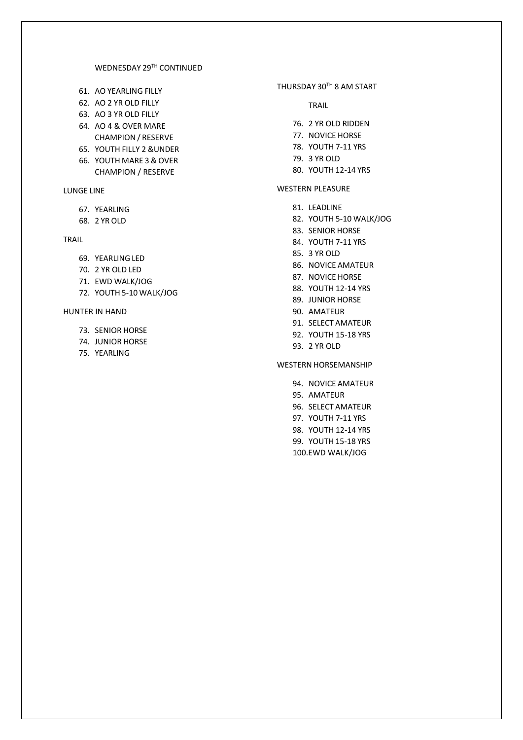WEDNESDAY 29TH CONTINUED

61. AO YEARLING FILLY
62. AO 2 YR OLD FILLY
63. AO 3 YR OLD FILLY
64. AO 4 & OVER MARE  
    CHAMPION / RESERVE
65. YOUTH FILLY 2 &UNDER
66. YOUTH MARE 3 & OVER  
    CHAMPION / RESERVE

LUNGE LINE

67. YEARLING
68. 2 YR OLD

TRAIL

69. YEARLING LED
70. 2 YR OLD LED
71. EWD WALK/JOG
72. YOUTH 5-10 WALK/JOG

HUNTER IN HAND

73. SENIOR HORSE
74. JUNIOR HORSE
75. YEARLING

THURSDAY 30TH 8 AM START

TRAIL

76. 2 YR OLD RIDDEN
77. NOVICE HORSE
78. YOUTH 7-11 YRS
79. 3 YR OLD
80. YOUTH 12-14 YRS

WESTERN PLEASURE

81. LEADLINE
82. YOUTH 5-10 WALK/JOG
83. SENIOR HORSE
84. YOUTH 7-11 YRS
85. 3 YR OLD
86. NOVICE AMATEUR
87. NOVICE HORSE
88. YOUTH 12-14 YRS
89. JUNIOR HORSE
90. AMATEUR
91. SELECT AMATEUR
92. YOUTH 15-18 YRS
93. 2 YR OLD

WESTERN HORSEMANSHIP

94. NOVICE AMATEUR
95. AMATEUR
96. SELECT AMATEUR
97. YOUTH 7-11 YRS
98. YOUTH 12-14 YRS
99. YOUTH 15-18 YRS
100. EWD WALK/JOG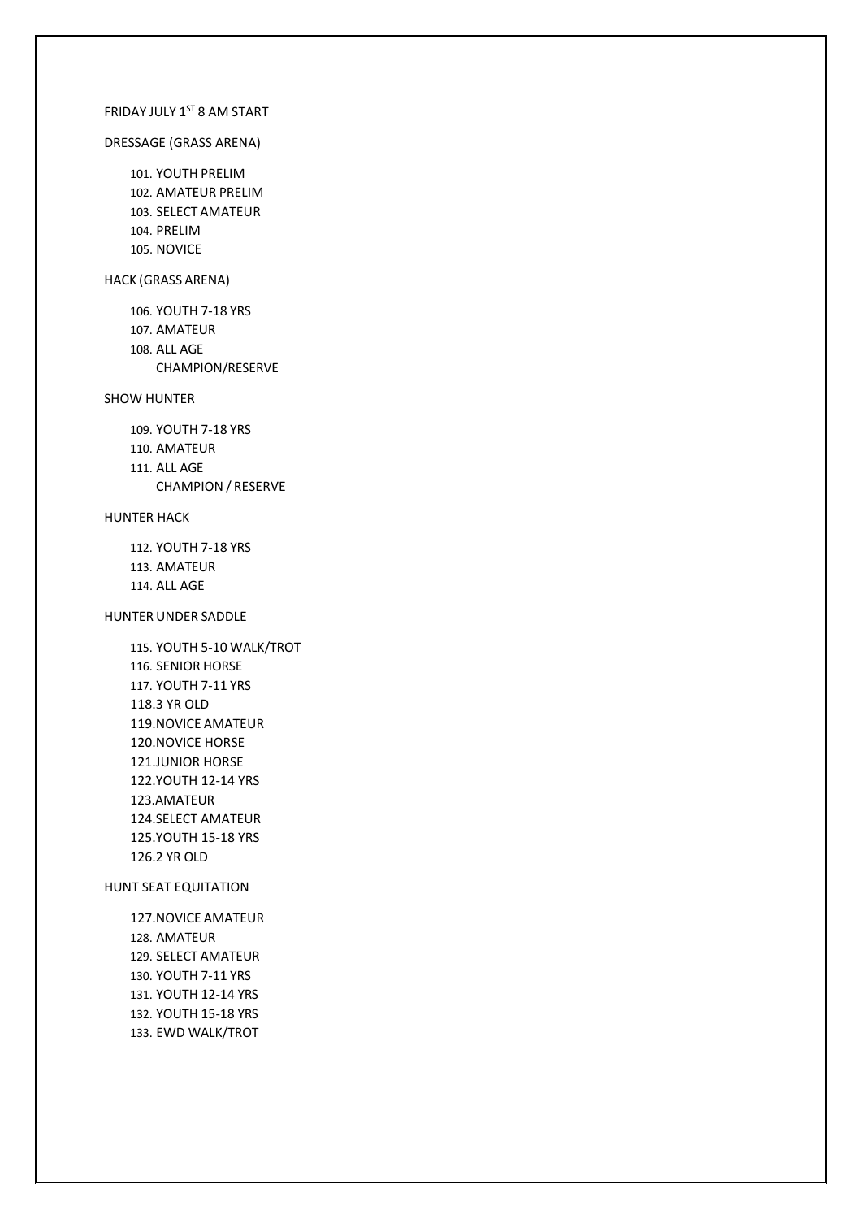FRIDAY JULY 1ST 8 AM START

DRESSAGE (GRASS ARENA)

101. YOUTH PRELIM
102. AMATEUR PRELIM
103. SELECT AMATEUR
104. PRELIM
105. NOVICE

HACK (GRASS ARENA)

106. YOUTH 7-18 YRS
107. AMATEUR
108. ALL AGE
     CHAMPION/RESERVE

SHOW HUNTER

109. YOUTH 7-18 YRS
110. AMATEUR
111. ALL AGE
     CHAMPION / RESERVE

HUNTER HACK

112. YOUTH 7-18 YRS
113. AMATEUR
114. ALL AGE

HUNTER UNDER SADDLE

115. YOUTH 5-10 WALK/TROT
116. SENIOR HORSE
117. YOUTH 7-11 YRS
118. 3 YR OLD
119. NOVICE AMATEUR
120. NOVICE HORSE
121. JUNIOR HORSE
122. YOUTH 12-14 YRS
123. AMATEUR
124. SELECT AMATEUR
125. YOUTH 15-18 YRS
126. 2 YR OLD

HUNT SEAT EQUITATION

127. NOVICE AMATEUR
128. AMATEUR
129. SELECT AMATEUR
130. YOUTH 7-11 YRS
131. YOUTH 12-14 YRS
132. YOUTH 15-18 YRS
133. EWD WALK/TROT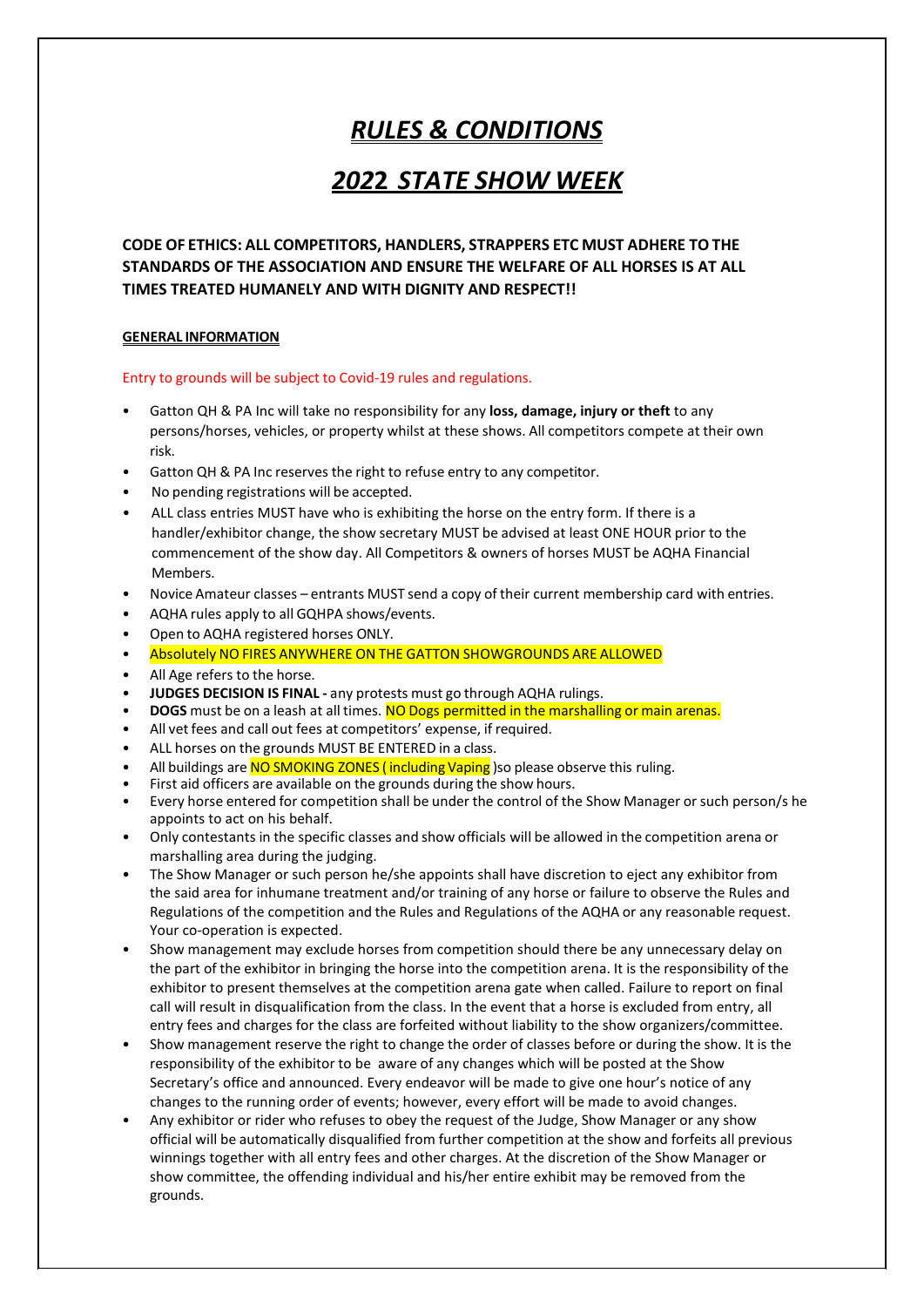# ***RULES & CONDITIONS***

# ***2022 STATE SHOW WEEK***

**CODE OF ETHICS: ALL COMPETITORS, HANDLERS, STRAPPERS ETC MUST ADHERE TO THE STANDARDS OF THE ASSOCIATION AND ENSURE THE WELFARE OF ALL HORSES IS AT ALL TIMES TREATED HUMANELY AND WITH DIGNITY AND RESPECT!!**

**GENERAL INFORMATION**

Entry to grounds will be subject to Covid-19 rules and regulations.

- Gatton QH & PA Inc will take no responsibility for any **loss, damage, injury or theft** to any persons/horses, vehicles, or property whilst at these shows. All competitors compete at their own risk.
- Gatton QH & PA Inc reserves the right to refuse entry to any competitor.
- No pending registrations will be accepted.
- ALL class entries MUST have who is exhibiting the horse on the entry form. If there is a handler/exhibitor change, the show secretary MUST be advised at least ONE HOUR prior to the commencement of the show day. All Competitors & owners of horses MUST be AQHA Financial Members.
- Novice Amateur classes – entrants MUST send a copy of their current membership card with entries.
- AQHA rules apply to all GQHPA shows/events.
- Open to AQHA registered horses ONLY.
- Absolutely NO FIRES ANYWHERE ON THE GATTON SHOWGROUNDS ARE ALLOWED
- All Age refers to the horse.
- **JUDGES DECISION IS FINAL -** any protests must go through AQHA rulings.
- **DOGS** must be on a leash at all times. NO Dogs permitted in the marshalling or main arenas.
- All vet fees and call out fees at competitors' expense, if required.
- ALL horses on the grounds MUST BE ENTERED in a class.
- All buildings are NO SMOKING ZONES ( including Vaping )so please observe this ruling.
- First aid officers are available on the grounds during the show hours.
- Every horse entered for competition shall be under the control of the Show Manager or such person/s he appoints to act on his behalf.
- Only contestants in the specific classes and show officials will be allowed in the competition arena or marshalling area during the judging.
- The Show Manager or such person he/she appoints shall have discretion to eject any exhibitor from the said area for inhumane treatment and/or training of any horse or failure to observe the Rules and Regulations of the competition and the Rules and Regulations of the AQHA or any reasonable request. Your co-operation is expected.
- Show management may exclude horses from competition should there be any unnecessary delay on the part of the exhibitor in bringing the horse into the competition arena. It is the responsibility of the exhibitor to present themselves at the competition arena gate when called. Failure to report on final call will result in disqualification from the class. In the event that a horse is excluded from entry, all entry fees and charges for the class are forfeited without liability to the show organizers/committee.
- Show management reserve the right to change the order of classes before or during the show. It is the responsibility of the exhibitor to be aware of any changes which will be posted at the Show Secretary's office and announced. Every endeavor will be made to give one hour's notice of any changes to the running order of events; however, every effort will be made to avoid changes.
- Any exhibitor or rider who refuses to obey the request of the Judge, Show Manager or any show official will be automatically disqualified from further competition at the show and forfeits all previous winnings together with all entry fees and other charges. At the discretion of the Show Manager or show committee, the offending individual and his/her entire exhibit may be removed from the grounds.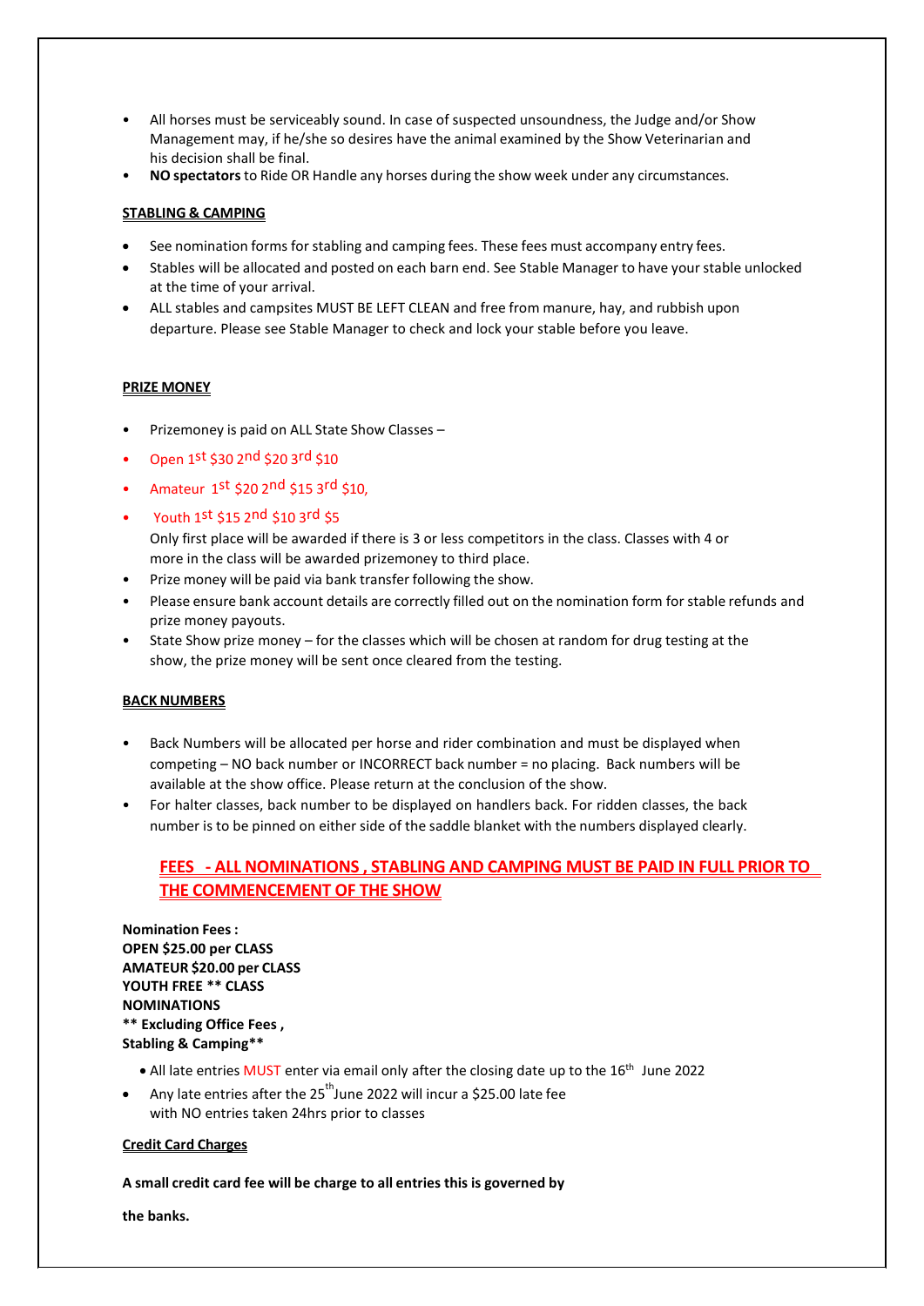- All horses must be serviceably sound. In case of suspected unsoundness, the Judge and/or Show Management may, if he/she so desires have the animal examined by the Show Veterinarian and his decision shall be final.
- **NO spectators** to Ride OR Handle any horses during the show week under any circumstances.

**STABLING & CAMPING**

- See nomination forms for stabling and camping fees. These fees must accompany entry fees.
- Stables will be allocated and posted on each barn end. See Stable Manager to have your stable unlocked at the time of your arrival.
- ALL stables and campsites MUST BE LEFT CLEAN and free from manure, hay, and rubbish upon departure. Please see Stable Manager to check and lock your stable before you leave.

**PRIZE MONEY**

- Prizemoney is paid on ALL State Show Classes –
- Open 1st $30 2nd $20 3rd $10
- Amateur 1st $20 2nd $15 3rd $10,
- Youth 1st $15 2nd $10 3rd $5
  Only first place will be awarded if there is 3 or less competitors in the class. Classes with 4 or more in the class will be awarded prizemoney to third place.
- Prize money will be paid via bank transfer following the show.
- Please ensure bank account details are correctly filled out on the nomination form for stable refunds and prize money payouts.
- State Show prize money – for the classes which will be chosen at random for drug testing at the show, the prize money will be sent once cleared from the testing.

**BACK NUMBERS**

- Back Numbers will be allocated per horse and rider combination and must be displayed when competing – NO back number or INCORRECT back number = no placing. Back numbers will be available at the show office. Please return at the conclusion of the show.
- For halter classes, back number to be displayed on handlers back. For ridden classes, the back number is to be pinned on either side of the saddle blanket with the numbers displayed clearly.

## FEES - ALL NOMINATIONS , STABLING AND CAMPING MUST BE PAID IN FULL PRIOR TO THE COMMENCEMENT OF THE SHOW

**Nomination Fees :**
**OPEN $25.00 per CLASS**
**AMATEUR $20.00 per CLASS**
**YOUTH FREE ** CLASS**
**NOMINATIONS**
**** Excluding Office Fees ,**
**Stabling & Camping****

- All late entries MUST enter via email only after the closing date up to the 16th June 2022
- Any late entries after the 25th June 2022 will incur a $25.00 late fee with NO entries taken 24hrs prior to classes

**Credit Card Charges**

**A small credit card fee will be charge to all entries this is governed by**

**the banks.**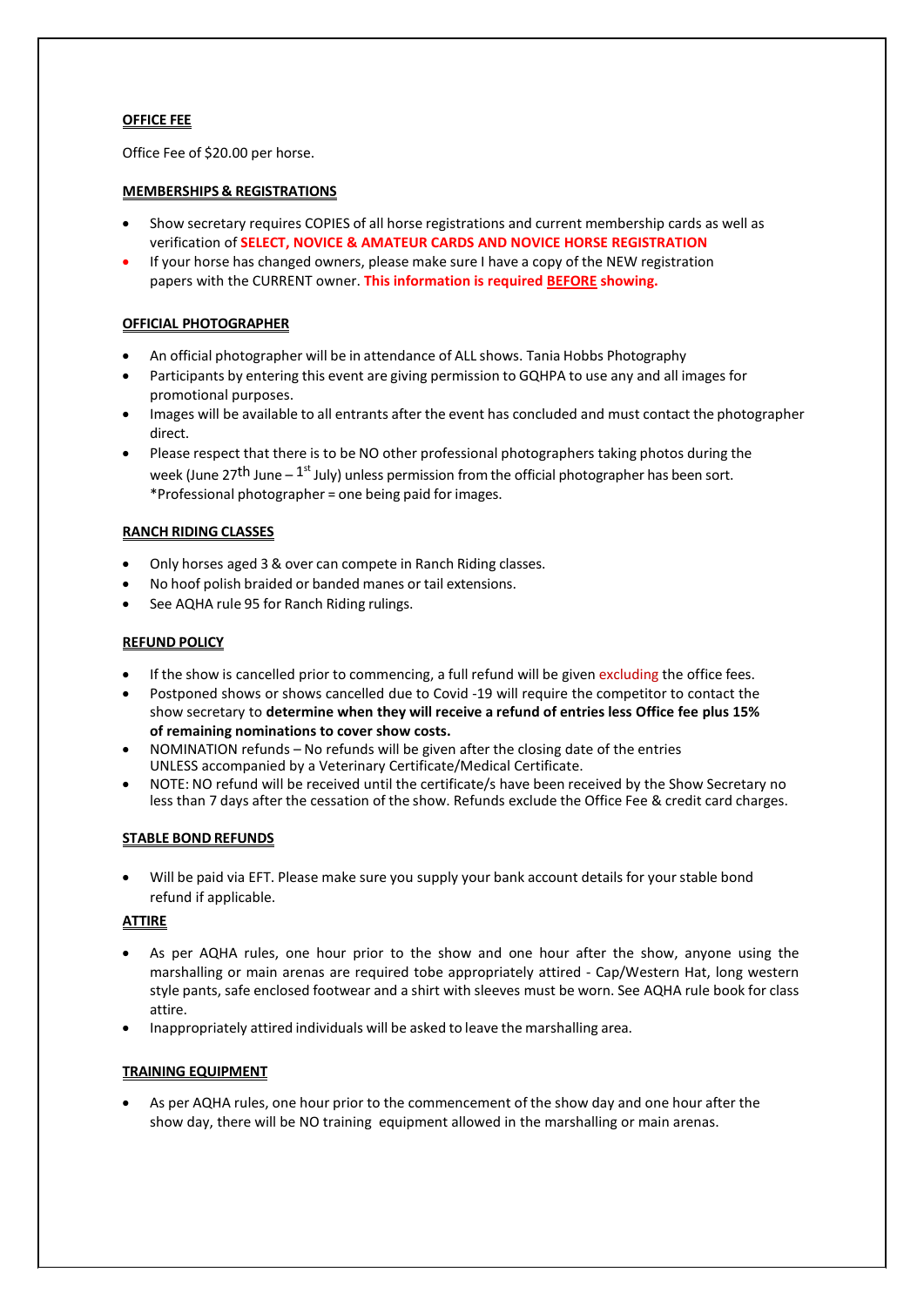**OFFICE FEE**

Office Fee of $20.00 per horse.

**MEMBERSHIPS & REGISTRATIONS**

- Show secretary requires COPIES of all horse registrations and current membership cards as well as verification of **SELECT, NOVICE & AMATEUR CARDS AND NOVICE HORSE REGISTRATION**
- If your horse has changed owners, please make sure I have a copy of the NEW registration papers with the CURRENT owner. **This information is required BEFORE showing.**

**OFFICIAL PHOTOGRAPHER**

- An official photographer will be in attendance of ALL shows. Tania Hobbs Photography
- Participants by entering this event are giving permission to GQHPA to use any and all images for promotional purposes.
- Images will be available to all entrants after the event has concluded and must contact the photographer direct.
- Please respect that there is to be NO other professional photographers taking photos during the week (June 27th June – 1st July) unless permission from the official photographer has been sort. *Professional photographer = one being paid for images.

**RANCH RIDING CLASSES**

- Only horses aged 3 & over can compete in Ranch Riding classes.
- No hoof polish braided or banded manes or tail extensions.
- See AQHA rule 95 for Ranch Riding rulings.

**REFUND POLICY**

- If the show is cancelled prior to commencing, a full refund will be given excluding the office fees.
- Postponed shows or shows cancelled due to Covid -19 will require the competitor to contact the show secretary to **determine when they will receive a refund of entries less Office fee plus 15% of remaining nominations to cover show costs.**
- NOMINATION refunds – No refunds will be given after the closing date of the entries UNLESS accompanied by a Veterinary Certificate/Medical Certificate.
- NOTE: NO refund will be received until the certificate/s have been received by the Show Secretary no less than 7 days after the cessation of the show. Refunds exclude the Office Fee & credit card charges.

**STABLE BOND REFUNDS**

- Will be paid via EFT. Please make sure you supply your bank account details for your stable bond refund if applicable.

**ATTIRE**

- As per AQHA rules, one hour prior to the show and one hour after the show, anyone using the marshalling or main arenas are required tobe appropriately attired - Cap/Western Hat, long western style pants, safe enclosed footwear and a shirt with sleeves must be worn. See AQHA rule book for class attire.
- Inappropriately attired individuals will be asked to leave the marshalling area.

**TRAINING EQUIPMENT**

- As per AQHA rules, one hour prior to the commencement of the show day and one hour after the show day, there will be NO training equipment allowed in the marshalling or main arenas.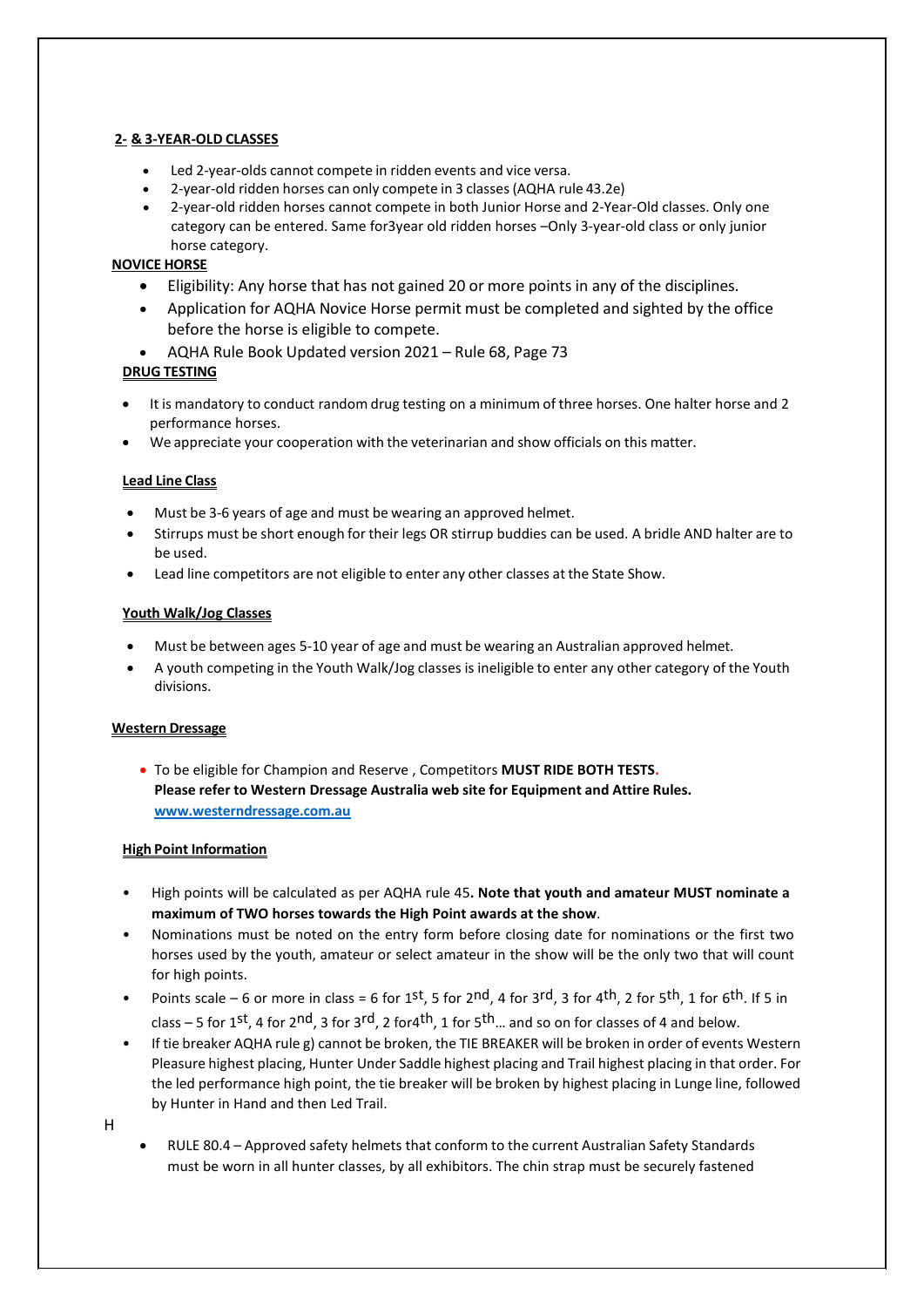**2- & 3-YEAR-OLD CLASSES**

- Led 2-year-olds cannot compete in ridden events and vice versa.
- 2-year-old ridden horses can only compete in 3 classes (AQHA rule 43.2e)
- 2-year-old ridden horses cannot compete in both Junior Horse and 2-Year-Old classes. Only one category can be entered. Same for3year old ridden horses –Only 3-year-old class or only junior horse category.

**NOVICE HORSE**

- Eligibility: Any horse that has not gained 20 or more points in any of the disciplines.
- Application for AQHA Novice Horse permit must be completed and sighted by the office before the horse is eligible to compete.
- AQHA Rule Book Updated version 2021 – Rule 68, Page 73

**DRUG TESTING**

- It is mandatory to conduct random drug testing on a minimum of three horses. One halter horse and 2 performance horses.
- We appreciate your cooperation with the veterinarian and show officials on this matter.

**Lead Line Class**

- Must be 3-6 years of age and must be wearing an approved helmet.
- Stirrups must be short enough for their legs OR stirrup buddies can be used. A bridle AND halter are to be used.
- Lead line competitors are not eligible to enter any other classes at the State Show.

**Youth Walk/Jog Classes**

- Must be between ages 5-10 year of age and must be wearing an Australian approved helmet.
- A youth competing in the Youth Walk/Jog classes is ineligible to enter any other category of the Youth divisions.

**Western Dressage**

- To be eligible for Champion and Reserve , Competitors **MUST RIDE BOTH TESTS.**
  **Please refer to Western Dressage Australia web site for Equipment and Attire Rules.**
  **www.westerndressage.com.au**

**High Point Information**

- High points will be calculated as per AQHA rule 45**. Note that youth and amateur MUST nominate a maximum of TWO horses towards the High Point awards at the show**.
- Nominations must be noted on the entry form before closing date for nominations or the first two horses used by the youth, amateur or select amateur in the show will be the only two that will count for high points.
- Points scale – 6 or more in class = 6 for 1st, 5 for 2nd, 4 for 3rd, 3 for 4th, 2 for 5th, 1 for 6th. If 5 in class – 5 for 1st, 4 for 2nd, 3 for 3rd, 2 for4th, 1 for 5th… and so on for classes of 4 and below.
- If tie breaker AQHA rule g) cannot be broken, the TIE BREAKER will be broken in order of events Western Pleasure highest placing, Hunter Under Saddle highest placing and Trail highest placing in that order. For the led performance high point, the tie breaker will be broken by highest placing in Lunge line, followed by Hunter in Hand and then Led Trail.

H

- RULE 80.4 – Approved safety helmets that conform to the current Australian Safety Standards must be worn in all hunter classes, by all exhibitors. The chin strap must be securely fastened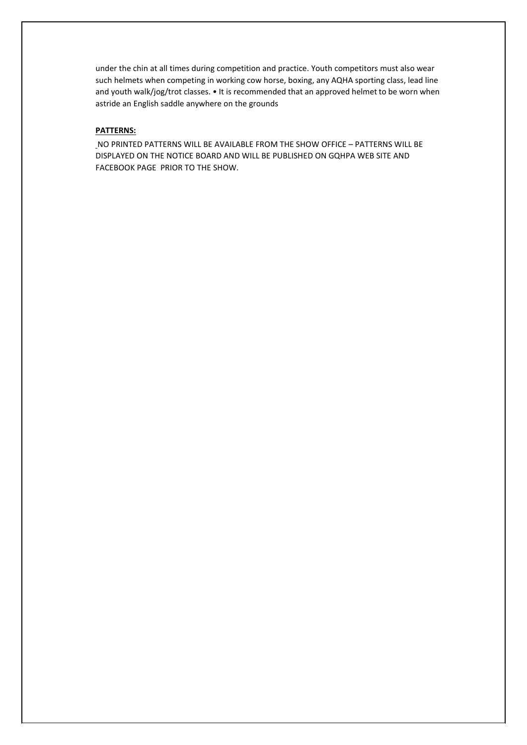under the chin at all times during competition and practice. Youth competitors must also wear such helmets when competing in working cow horse, boxing, any AQHA sporting class, lead line and youth walk/jog/trot classes. • It is recommended that an approved helmet to be worn when astride an English saddle anywhere on the grounds

**PATTERNS:**

NO PRINTED PATTERNS WILL BE AVAILABLE FROM THE SHOW OFFICE – PATTERNS WILL BE DISPLAYED ON THE NOTICE BOARD AND WILL BE PUBLISHED ON GQHPA WEB SITE AND FACEBOOK PAGE PRIOR TO THE SHOW.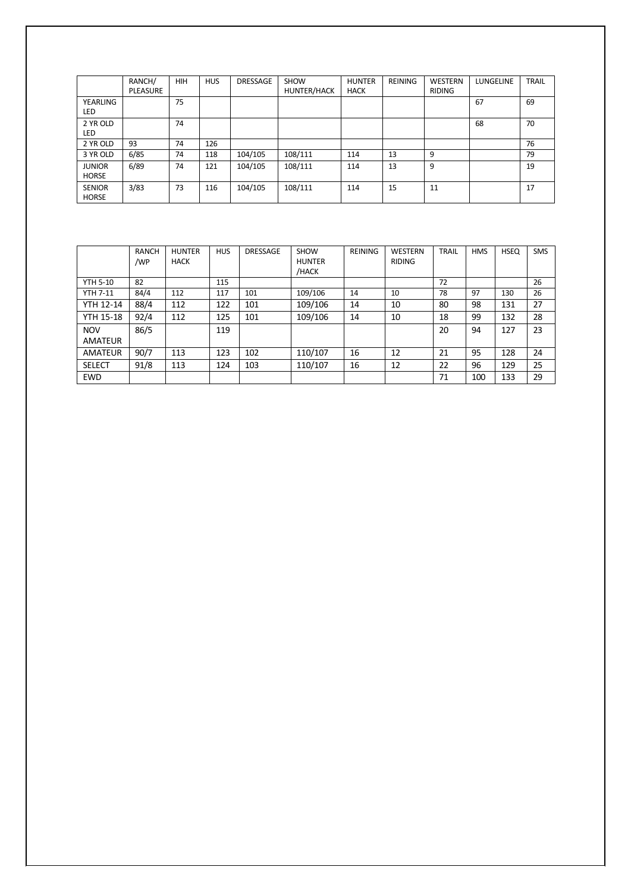| | RANCH/ PLEASURE | HIH | HUS | DRESSAGE | SHOW HUNTER/HACK | HUNTER HACK | REINING | WESTERN RIDING | LUNGELINE | TRAIL |
|---|---|---|---|---|---|---|---|---|---|---|
| YEARLING LED | | 75 | | | | | | | 67 | 69 |
| 2 YR OLD LED | | 74 | | | | | | | 68 | 70 |
| 2 YR OLD | 93 | 74 | 126 | | | | | | | 76 |
| 3 YR OLD | 6/85 | 74 | 118 | 104/105 | 108/111 | 114 | 13 | 9 | | 79 |
| JUNIOR HORSE | 6/89 | 74 | 121 | 104/105 | 108/111 | 114 | 13 | 9 | | 19 |
| SENIOR HORSE | 3/83 | 73 | 116 | 104/105 | 108/111 | 114 | 15 | 11 | | 17 |

| | RANCH /WP | HUNTER HACK | HUS | DRESSAGE | SHOW HUNTER /HACK | REINING | WESTERN RIDING | TRAIL | HMS | HSEQ | SMS |
|---|---|---|---|---|---|---|---|---|---|---|---|
| YTH 5-10 | 82 | | 115 | | | | | 72 | | | 26 |
| YTH 7-11 | 84/4 | 112 | 117 | 101 | 109/106 | 14 | 10 | 78 | 97 | 130 | 26 |
| YTH 12-14 | 88/4 | 112 | 122 | 101 | 109/106 | 14 | 10 | 80 | 98 | 131 | 27 |
| YTH 15-18 | 92/4 | 112 | 125 | 101 | 109/106 | 14 | 10 | 18 | 99 | 132 | 28 |
| NOV AMATEUR | 86/5 | | 119 | | | | | 20 | 94 | 127 | 23 |
| AMATEUR | 90/7 | 113 | 123 | 102 | 110/107 | 16 | 12 | 21 | 95 | 128 | 24 |
| SELECT | 91/8 | 113 | 124 | 103 | 110/107 | 16 | 12 | 22 | 96 | 129 | 25 |
| EWD | | | | | | | | 71 | 100 | 133 | 29 |